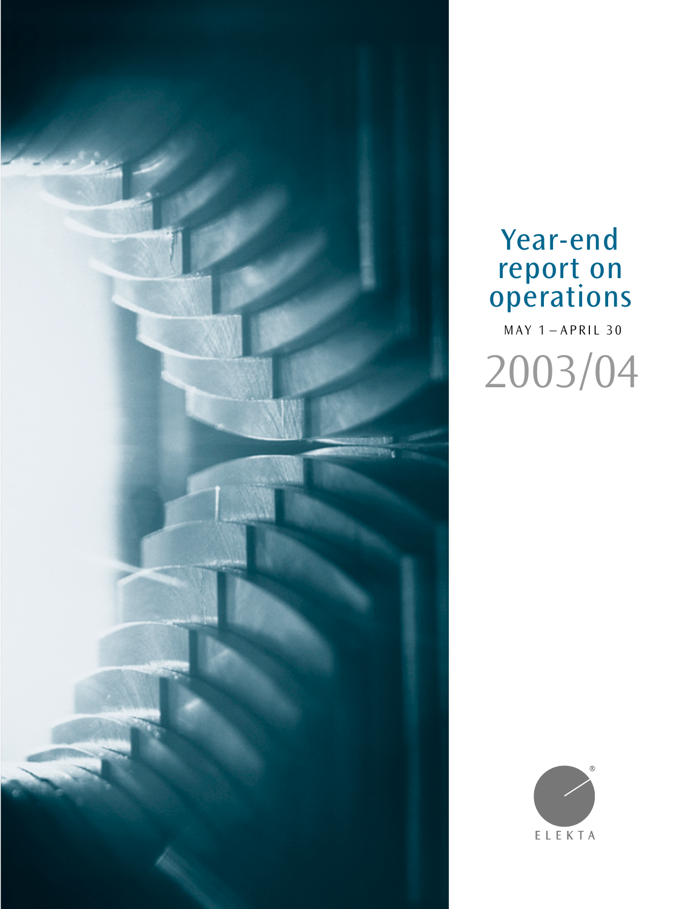# Year-end report on operations

MAY 1 – APRIL 30

2003/04

ELEKTA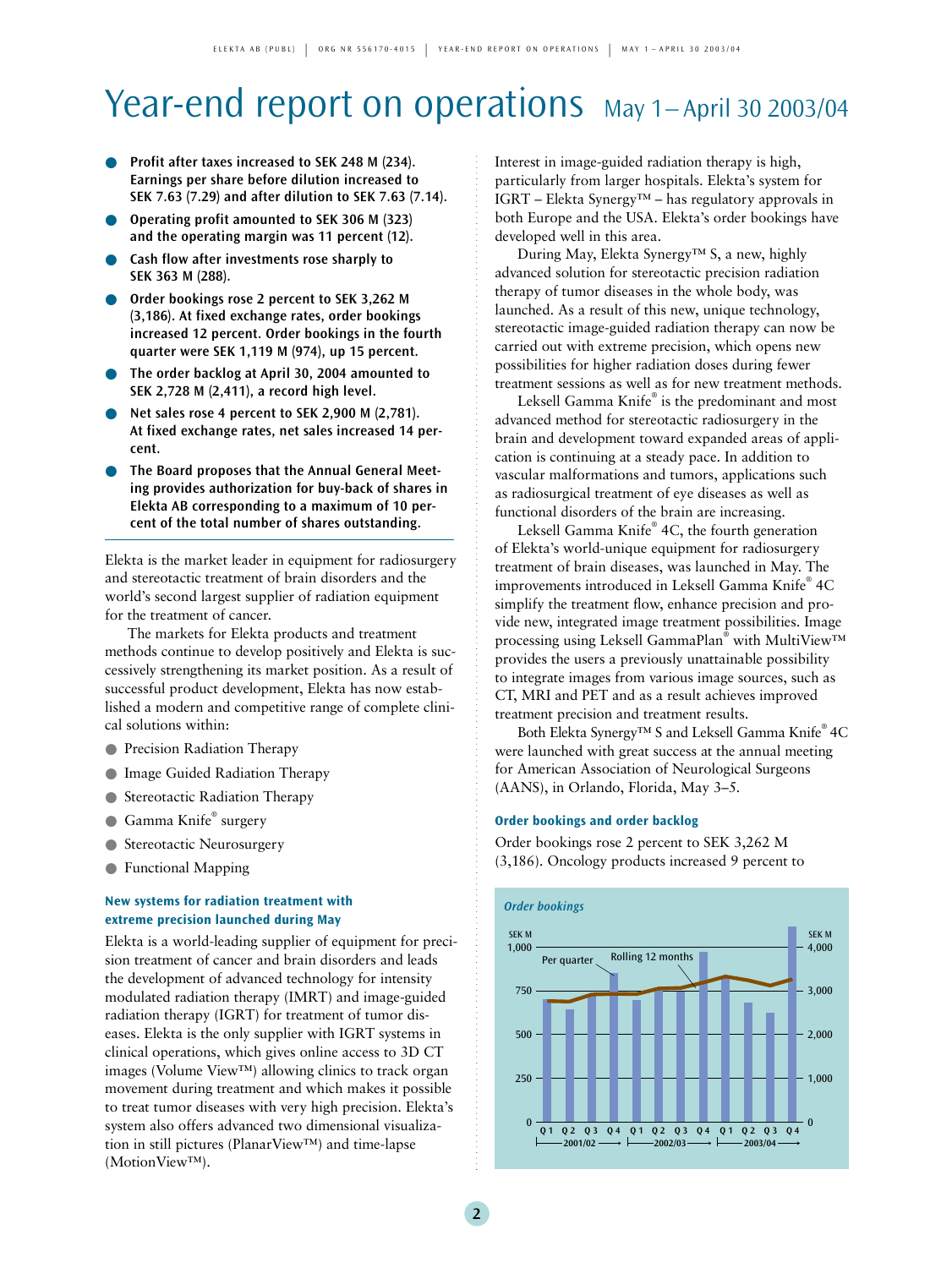# Year-end report on operations May 1 – April 30 2003/04

- **Profit after taxes increased to SEK 248 M (234). Earnings per share before dilution increased to SEK 7.63 (7.29) and after dilution to SEK 7.63 (7.14).**
- **Operating profit amounted to SEK 306 M (323) and the operating margin was 11 percent (12).**
- **Cash flow after investments rose sharply to SEK 363 M (288).**
- **Order bookings rose 2 percent to SEK 3,262 M (3,186). At fixed exchange rates, order bookings increased 12 percent. Order bookings in the fourth quarter were SEK 1,119 M (974), up 15 percent.**
- **The order backlog at April 30, 2004 amounted to SEK 2,728 M (2,411), a record high level.**
- **Net sales rose 4 percent to SEK 2,900 M (2,781). At fixed exchange rates, net sales increased 14 percent.**
- **The Board proposes that the Annual General Meeting provides authorization for buy-back of shares in Elekta AB corresponding to a maximum of 10 percent of the total number of shares outstanding.**

Elekta is the market leader in equipment for radiosurgery and stereotactic treatment of brain disorders and the world's second largest supplier of radiation equipment for the treatment of cancer.

The markets for Elekta products and treatment methods continue to develop positively and Elekta is successively strengthening its market position. As a result of successful product development, Elekta has now established a modern and competitive range of complete clinical solutions within:

- Precision Radiation Therapy
- Image Guided Radiation Therapy
- Stereotactic Radiation Therapy
- Gamma Knife® surgery
- Stereotactic Neurosurgery
- Functional Mapping

### New systems for radiation treatment with extreme precision launched during May

Elekta is a world-leading supplier of equipment for precision treatment of cancer and brain disorders and leads the development of advanced technology for intensity modulated radiation therapy (IMRT) and image-guided radiation therapy (IGRT) for treatment of tumor diseases. Elekta is the only supplier with IGRT systems in clinical operations, which gives online access to 3D CT images (Volume View™) allowing clinics to track organ movement during treatment and which makes it possible to treat tumor diseases with very high precision. Elekta's system also offers advanced two dimensional visualization in still pictures (PlanarView™) and time-lapse (MotionView™).

Interest in image-guided radiation therapy is high, particularly from larger hospitals. Elekta's system for IGRT – Elekta Synergy™ – has regulatory approvals in both Europe and the USA. Elekta's order bookings have developed well in this area.

During May, Elekta Synergy™ S, a new, highly advanced solution for stereotactic precision radiation therapy of tumor diseases in the whole body, was launched. As a result of this new, unique technology, stereotactic image-guided radiation therapy can now be carried out with extreme precision, which opens new possibilities for higher radiation doses during fewer treatment sessions as well as for new treatment methods.

Leksell Gamma Knife® is the predominant and most advanced method for stereotactic radiosurgery in the brain and development toward expanded areas of application is continuing at a steady pace. In addition to vascular malformations and tumors, applications such as radiosurgical treatment of eye diseases as well as functional disorders of the brain are increasing.

Leksell Gamma Knife® 4C, the fourth generation of Elekta's world-unique equipment for radiosurgery treatment of brain diseases, was launched in May. The improvements introduced in Leksell Gamma Knife® 4C simplify the treatment flow, enhance precision and provide new, integrated image treatment possibilities. Image processing using Leksell GammaPlan® with MultiView™ provides the users a previously unattainable possibility to integrate images from various image sources, such as CT, MRI and PET and as a result achieves improved treatment precision and treatment results.

Both Elekta Synergy™ S and Leksell Gamma Knife® 4C were launched with great success at the annual meeting for American Association of Neurological Surgeons (AANS), in Orlando, Florida, May 3–5.

### Order bookings and order backlog

Order bookings rose 2 percent to SEK 3,262 M (3,186). Oncology products increased 9 percent to

*Order bookings*

(Chart: Per quarter, SEK M, left axis 0–1,000; Rolling 12 months, SEK M, right axis 0–4,000; Q1–Q4 for 2001/02, 2002/03, 2003/04)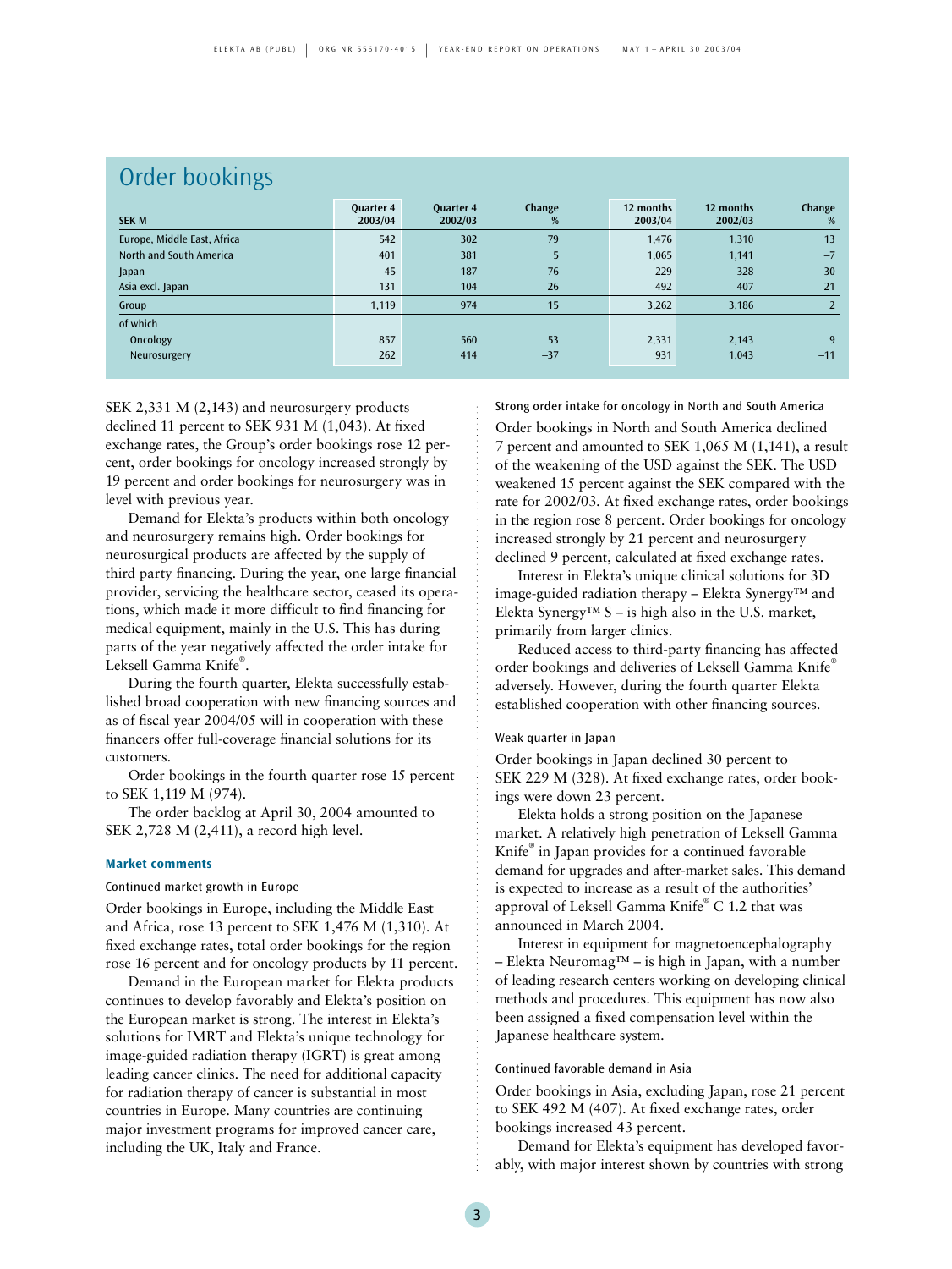## Order bookings

| SEK M | Quarter 4 2003/04 | Quarter 4 2002/03 | Change % | 12 months 2003/04 | 12 months 2002/03 | Change % |
|---|---|---|---|---|---|---|
| Europe, Middle East, Africa | 542 | 302 | 79 | 1,476 | 1,310 | 13 |
| North and South America | 401 | 381 | 5 | 1,065 | 1,141 | –7 |
| Japan | 45 | 187 | –76 | 229 | 328 | –30 |
| Asia excl. Japan | 131 | 104 | 26 | 492 | 407 | 21 |
| Group | 1,119 | 974 | 15 | 3,262 | 3,186 | 2 |
| of which | | | | | | |
| Oncology | 857 | 560 | 53 | 2,331 | 2,143 | 9 |
| Neurosurgery | 262 | 414 | –37 | 931 | 1,043 | –11 |

SEK 2,331 M (2,143) and neurosurgery products declined 11 percent to SEK 931 M (1,043). At fixed exchange rates, the Group's order bookings rose 12 percent, order bookings for oncology increased strongly by 19 percent and order bookings for neurosurgery was in level with previous year.

Demand for Elekta's products within both oncology and neurosurgery remains high. Order bookings for neurosurgical products are affected by the supply of third party financing. During the year, one large financial provider, servicing the healthcare sector, ceased its operations, which made it more difficult to find financing for medical equipment, mainly in the U.S. This has during parts of the year negatively affected the order intake for Leksell Gamma Knife®.

During the fourth quarter, Elekta successfully established broad cooperation with new financing sources and as of fiscal year 2004/05 will in cooperation with these financers offer full-coverage financial solutions for its customers.

Order bookings in the fourth quarter rose 15 percent to SEK 1,119 M (974).

The order backlog at April 30, 2004 amounted to SEK 2,728 M (2,411), a record high level.

### Market comments

#### Continued market growth in Europe

Order bookings in Europe, including the Middle East and Africa, rose 13 percent to SEK 1,476 M (1,310). At fixed exchange rates, total order bookings for the region rose 16 percent and for oncology products by 11 percent.

Demand in the European market for Elekta products continues to develop favorably and Elekta's position on the European market is strong. The interest in Elekta's solutions for IMRT and Elekta's unique technology for image-guided radiation therapy (IGRT) is great among leading cancer clinics. The need for additional capacity for radiation therapy of cancer is substantial in most countries in Europe. Many countries are continuing major investment programs for improved cancer care, including the UK, Italy and France.

#### Strong order intake for oncology in North and South America

Order bookings in North and South America declined 7 percent and amounted to SEK 1,065 M (1,141), a result of the weakening of the USD against the SEK. The USD weakened 15 percent against the SEK compared with the rate for 2002/03. At fixed exchange rates, order bookings in the region rose 8 percent. Order bookings for oncology increased strongly by 21 percent and neurosurgery declined 9 percent, calculated at fixed exchange rates.

Interest in Elekta's unique clinical solutions for 3D image-guided radiation therapy – Elekta Synergy™ and Elekta Synergy™ S – is high also in the U.S. market, primarily from larger clinics.

Reduced access to third-party financing has affected order bookings and deliveries of Leksell Gamma Knife® adversely. However, during the fourth quarter Elekta established cooperation with other financing sources.

#### Weak quarter in Japan

Order bookings in Japan declined 30 percent to SEK 229 M (328). At fixed exchange rates, order bookings were down 23 percent.

Elekta holds a strong position on the Japanese market. A relatively high penetration of Leksell Gamma Knife® in Japan provides for a continued favorable demand for upgrades and after-market sales. This demand is expected to increase as a result of the authorities' approval of Leksell Gamma Knife® C 1.2 that was announced in March 2004.

Interest in equipment for magnetoencephalography – Elekta Neuromag™ – is high in Japan, with a number of leading research centers working on developing clinical methods and procedures. This equipment has now also been assigned a fixed compensation level within the Japanese healthcare system.

#### Continued favorable demand in Asia

Order bookings in Asia, excluding Japan, rose 21 percent to SEK 492 M (407). At fixed exchange rates, order bookings increased 43 percent.

Demand for Elekta's equipment has developed favorably, with major interest shown by countries with strong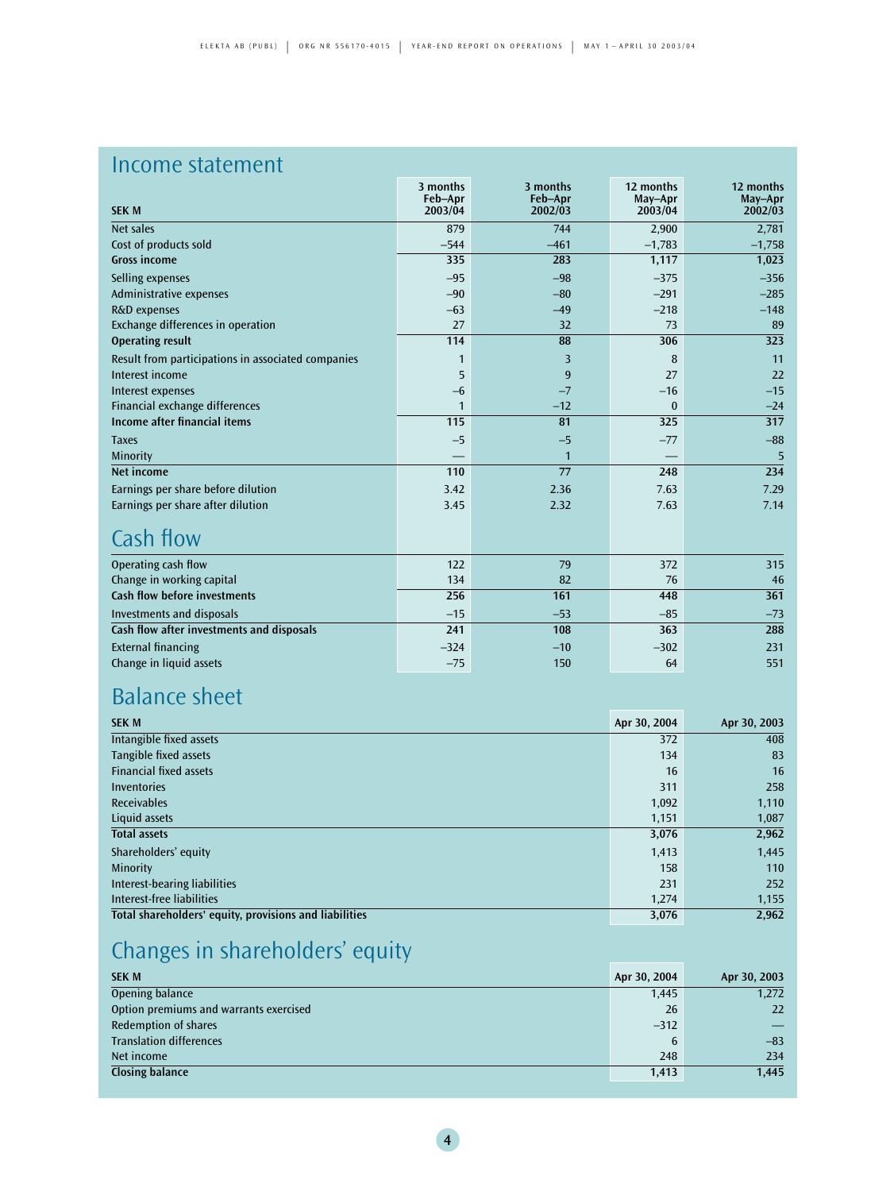## Income statement

| SEK M | 3 months Feb–Apr 2003/04 | 3 months Feb–Apr 2002/03 | 12 months May–Apr 2003/04 | 12 months May–Apr 2002/03 |
|---|---|---|---|---|
| Net sales | 879 | 744 | 2,900 | 2,781 |
| Cost of products sold | –544 | –461 | –1,783 | –1,758 |
| **Gross income** | **335** | **283** | **1,117** | **1,023** |
| Selling expenses | –95 | –98 | –375 | –356 |
| Administrative expenses | –90 | –80 | –291 | –285 |
| R&D expenses | –63 | –49 | –218 | –148 |
| Exchange differences in operation | 27 | 32 | 73 | 89 |
| **Operating result** | **114** | **88** | **306** | **323** |
| Result from participations in associated companies | 1 | 3 | 8 | 11 |
| Interest income | 5 | 9 | 27 | 22 |
| Interest expenses | –6 | –7 | –16 | –15 |
| Financial exchange differences | 1 | –12 | 0 | –24 |
| **Income after financial items** | **115** | **81** | **325** | **317** |
| Taxes | –5 | –5 | –77 | –88 |
| Minority | — | 1 | — | 5 |
| **Net income** | **110** | **77** | **248** | **234** |
| Earnings per share before dilution | 3.42 | 2.36 | 7.63 | 7.29 |
| Earnings per share after dilution | 3.45 | 2.32 | 7.63 | 7.14 |

## Cash flow

| | 3 months Feb–Apr 2003/04 | 3 months Feb–Apr 2002/03 | 12 months May–Apr 2003/04 | 12 months May–Apr 2002/03 |
|---|---|---|---|---|
| Operating cash flow | 122 | 79 | 372 | 315 |
| Change in working capital | 134 | 82 | 76 | 46 |
| **Cash flow before investments** | **256** | **161** | **448** | **361** |
| Investments and disposals | –15 | –53 | –85 | –73 |
| **Cash flow after investments and disposals** | **241** | **108** | **363** | **288** |
| External financing | –324 | –10 | –302 | 231 |
| Change in liquid assets | –75 | 150 | 64 | 551 |

## Balance sheet

| SEK M | Apr 30, 2004 | Apr 30, 2003 |
|---|---|---|
| Intangible fixed assets | 372 | 408 |
| Tangible fixed assets | 134 | 83 |
| Financial fixed assets | 16 | 16 |
| Inventories | 311 | 258 |
| Receivables | 1,092 | 1,110 |
| Liquid assets | 1,151 | 1,087 |
| **Total assets** | **3,076** | **2,962** |
| Shareholders' equity | 1,413 | 1,445 |
| Minority | 158 | 110 |
| Interest-bearing liabilities | 231 | 252 |
| Interest-free liabilities | 1,274 | 1,155 |
| **Total shareholders' equity, provisions and liabilities** | **3,076** | **2,962** |

## Changes in shareholders' equity

| SEK M | Apr 30, 2004 | Apr 30, 2003 |
|---|---|---|
| Opening balance | 1,445 | 1,272 |
| Option premiums and warrants exercised | 26 | 22 |
| Redemption of shares | –312 | — |
| Translation differences | 6 | –83 |
| Net income | 248 | 234 |
| **Closing balance** | **1,413** | **1,445** |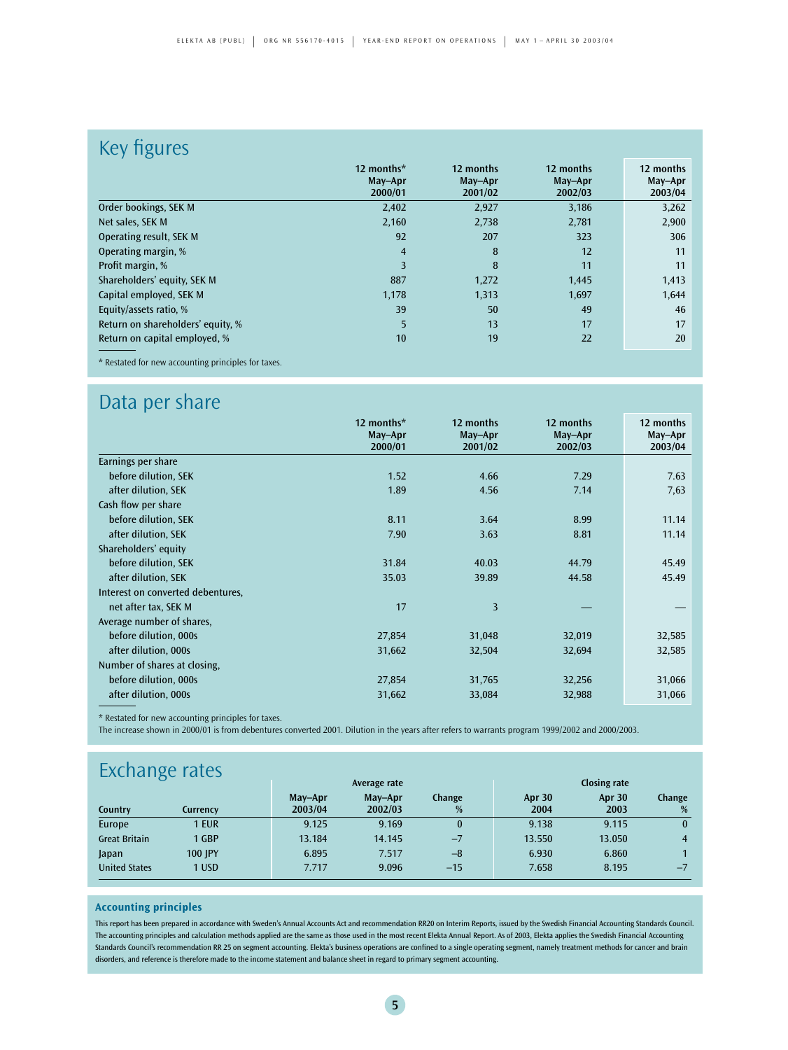## Key figures

| | 12 months* May–Apr 2000/01 | 12 months May–Apr 2001/02 | 12 months May–Apr 2002/03 | 12 months May–Apr 2003/04 |
|---|---|---|---|---|
| Order bookings, SEK M | 2,402 | 2,927 | 3,186 | 3,262 |
| Net sales, SEK M | 2,160 | 2,738 | 2,781 | 2,900 |
| Operating result, SEK M | 92 | 207 | 323 | 306 |
| Operating margin, % | 4 | 8 | 12 | 11 |
| Profit margin, % | 3 | 8 | 11 | 11 |
| Shareholders' equity, SEK M | 887 | 1,272 | 1,445 | 1,413 |
| Capital employed, SEK M | 1,178 | 1,313 | 1,697 | 1,644 |
| Equity/assets ratio, % | 39 | 50 | 49 | 46 |
| Return on shareholders' equity, % | 5 | 13 | 17 | 17 |
| Return on capital employed, % | 10 | 19 | 22 | 20 |

* Restated for new accounting principles for taxes.

## Data per share

| | 12 months* May–Apr 2000/01 | 12 months May–Apr 2001/02 | 12 months May–Apr 2002/03 | 12 months May–Apr 2003/04 |
|---|---|---|---|---|
| Earnings per share | | | | |
| before dilution, SEK | 1.52 | 4.66 | 7.29 | 7.63 |
| after dilution, SEK | 1.89 | 4.56 | 7.14 | 7,63 |
| Cash flow per share | | | | |
| before dilution, SEK | 8.11 | 3.64 | 8.99 | 11.14 |
| after dilution, SEK | 7.90 | 3.63 | 8.81 | 11.14 |
| Shareholders' equity | | | | |
| before dilution, SEK | 31.84 | 40.03 | 44.79 | 45.49 |
| after dilution, SEK | 35.03 | 39.89 | 44.58 | 45.49 |
| Interest on converted debentures, | | | | |
| net after tax, SEK M | 17 | 3 | — | — |
| Average number of shares, | | | | |
| before dilution, 000s | 27,854 | 31,048 | 32,019 | 32,585 |
| after dilution, 000s | 31,662 | 32,504 | 32,694 | 32,585 |
| Number of shares at closing, | | | | |
| before dilution, 000s | 27,854 | 31,765 | 32,256 | 31,066 |
| after dilution, 000s | 31,662 | 33,084 | 32,988 | 31,066 |

* Restated for new accounting principles for taxes.
The increase shown in 2000/01 is from debentures converted 2001. Dilution in the years after refers to warrants program 1999/2002 and 2000/2003.

## Exchange rates

| | | Average rate | | | Closing rate | | |
|---|---|---|---|---|---|---|---|
| Country | Currency | May–Apr 2003/04 | May–Apr 2002/03 | Change % | Apr 30 2004 | Apr 30 2003 | Change % |
| Europe | 1 EUR | 9.125 | 9.169 | 0 | 9.138 | 9.115 | 0 |
| Great Britain | 1 GBP | 13.184 | 14.145 | –7 | 13.550 | 13.050 | 4 |
| Japan | 100 JPY | 6.895 | 7.517 | –8 | 6.930 | 6.860 | 1 |
| United States | 1 USD | 7.717 | 9.096 | –15 | 7.658 | 8.195 | –7 |

### Accounting principles

This report has been prepared in accordance with Sweden's Annual Accounts Act and recommendation RR20 on Interim Reports, issued by the Swedish Financial Accounting Standards Council. The accounting principles and calculation methods applied are the same as those used in the most recent Elekta Annual Report. As of 2003, Elekta applies the Swedish Financial Accounting Standards Council's recommendation RR 25 on segment accounting. Elekta's business operations are confined to a single operating segment, namely treatment methods for cancer and brain disorders, and reference is therefore made to the income statement and balance sheet in regard to primary segment accounting.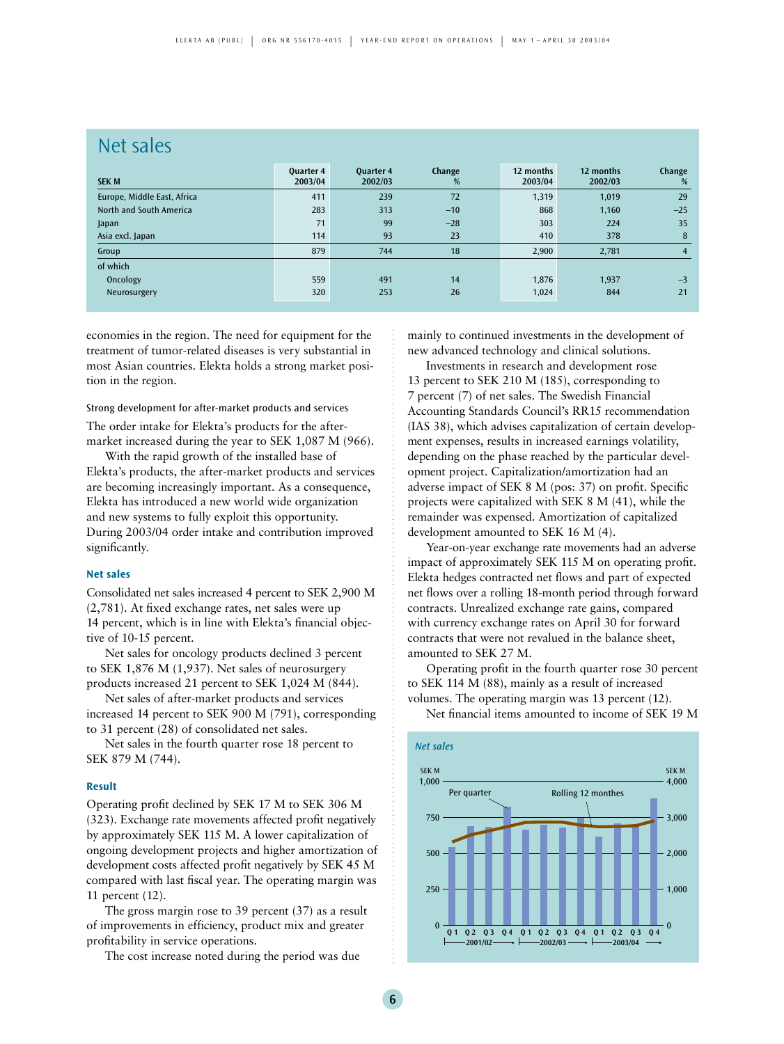## Net sales

| SEK M | Quarter 4 2003/04 | Quarter 4 2002/03 | Change % | 12 months 2003/04 | 12 months 2002/03 | Change % |
|---|---|---|---|---|---|---|
| Europe, Middle East, Africa | 411 | 239 | 72 | 1,319 | 1,019 | 29 |
| North and South America | 283 | 313 | –10 | 868 | 1,160 | –25 |
| Japan | 71 | 99 | –28 | 303 | 224 | 35 |
| Asia excl. Japan | 114 | 93 | 23 | 410 | 378 | 8 |
| Group | 879 | 744 | 18 | 2,900 | 2,781 | 4 |
| of which | | | | | | |
| Oncology | 559 | 491 | 14 | 1,876 | 1,937 | –3 |
| Neurosurgery | 320 | 253 | 26 | 1,024 | 844 | 21 |

economies in the region. The need for equipment for the treatment of tumor-related diseases is very substantial in most Asian countries. Elekta holds a strong market position in the region.

#### Strong development for after-market products and services

The order intake for Elekta's products for the after-market increased during the year to SEK 1,087 M (966).

With the rapid growth of the installed base of Elekta's products, the after-market products and services are becoming increasingly important. As a consequence, Elekta has introduced a new world wide organization and new systems to fully exploit this opportunity. During 2003/04 order intake and contribution improved significantly.

### Net sales

Consolidated net sales increased 4 percent to SEK 2,900 M (2,781). At fixed exchange rates, net sales were up 14 percent, which is in line with Elekta's financial objective of 10-15 percent.

Net sales for oncology products declined 3 percent to SEK 1,876 M (1,937). Net sales of neurosurgery products increased 21 percent to SEK 1,024 M (844).

Net sales of after-market products and services increased 14 percent to SEK 900 M (791), corresponding to 31 percent (28) of consolidated net sales.

Net sales in the fourth quarter rose 18 percent to SEK 879 M (744).

### Result

Operating profit declined by SEK 17 M to SEK 306 M (323). Exchange rate movements affected profit negatively by approximately SEK 115 M. A lower capitalization of ongoing development projects and higher amortization of development costs affected profit negatively by SEK 45 M compared with last fiscal year. The operating margin was 11 percent (12).

The gross margin rose to 39 percent (37) as a result of improvements in efficiency, product mix and greater profitability in service operations.

The cost increase noted during the period was due mainly to continued investments in the development of new advanced technology and clinical solutions.

Investments in research and development rose 13 percent to SEK 210 M (185), corresponding to 7 percent (7) of net sales. The Swedish Financial Accounting Standards Council's RR15 recommendation (IAS 38), which advises capitalization of certain development expenses, results in increased earnings volatility, depending on the phase reached by the particular development project. Capitalization/amortization had an adverse impact of SEK 8 M (pos: 37) on profit. Specific projects were capitalized with SEK 8 M (41), while the remainder was expensed. Amortization of capitalized development amounted to SEK 16 M (4).

Year-on-year exchange rate movements had an adverse impact of approximately SEK 115 M on operating profit. Elekta hedges contracted net flows and part of expected net flows over a rolling 18-month period through forward contracts. Unrealized exchange rate gains, compared with currency exchange rates on April 30 for forward contracts that were not revalued in the balance sheet, amounted to SEK 27 M.

Operating profit in the fourth quarter rose 30 percent to SEK 114 M (88), mainly as a result of increased volumes. The operating margin was 13 percent (12).

Net financial items amounted to income of SEK 19 M

*Net sales*

SEK M (left axis: 0–1,000) Per quarter; SEK M (right axis: 0–4,000) Rolling 12 monthes

Q1 Q2 Q3 Q4 2001/02 — Q1 Q2 Q3 Q4 2002/03 — Q1 Q2 Q3 Q4 2003/04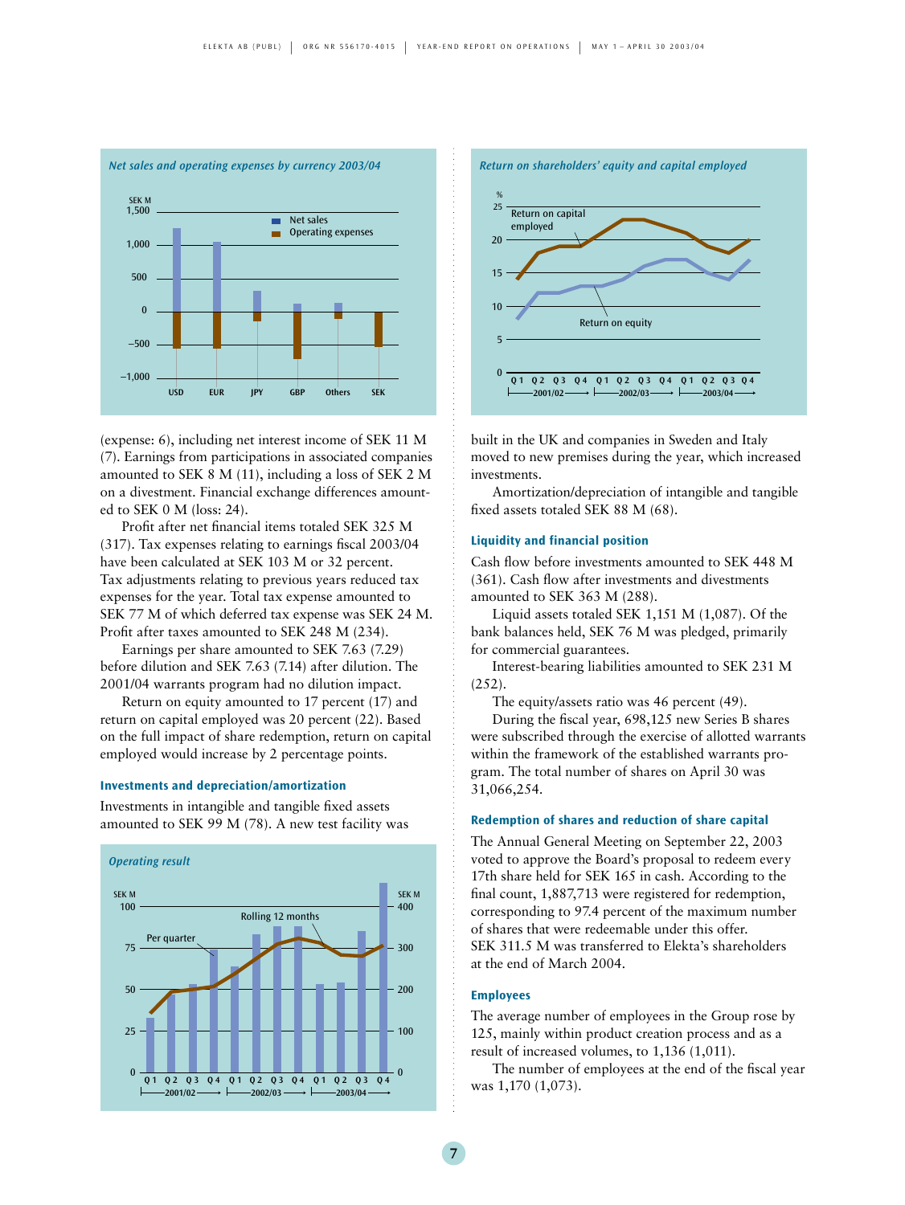*Net sales and operating expenses by currency 2003/04*

*Return on shareholders' equity and capital employed*

(expense: 6), including net interest income of SEK 11 M (7). Earnings from participations in associated companies amounted to SEK 8 M (11), including a loss of SEK 2 M on a divestment. Financial exchange differences amounted to SEK 0 M (loss: 24).

Profit after net financial items totaled SEK 325 M (317). Tax expenses relating to earnings fiscal 2003/04 have been calculated at SEK 103 M or 32 percent. Tax adjustments relating to previous years reduced tax expenses for the year. Total tax expense amounted to SEK 77 M of which deferred tax expense was SEK 24 M. Profit after taxes amounted to SEK 248 M (234).

Earnings per share amounted to SEK 7.63 (7.29) before dilution and SEK 7.63 (7.14) after dilution. The 2001/04 warrants program had no dilution impact.

Return on equity amounted to 17 percent (17) and return on capital employed was 20 percent (22). Based on the full impact of share redemption, return on capital employed would increase by 2 percentage points.

### Investments and depreciation/amortization

Investments in intangible and tangible fixed assets amounted to SEK 99 M (78). A new test facility was built in the UK and companies in Sweden and Italy moved to new premises during the year, which increased investments.

Amortization/depreciation of intangible and tangible fixed assets totaled SEK 88 M (68).

*Operating result*

### Liquidity and financial position

Cash flow before investments amounted to SEK 448 M (361). Cash flow after investments and divestments amounted to SEK 363 M (288).

Liquid assets totaled SEK 1,151 M (1,087). Of the bank balances held, SEK 76 M was pledged, primarily for commercial guarantees.

Interest-bearing liabilities amounted to SEK 231 M (252).

The equity/assets ratio was 46 percent (49).

During the fiscal year, 698,125 new Series B shares were subscribed through the exercise of allotted warrants within the framework of the established warrants program. The total number of shares on April 30 was 31,066,254.

### Redemption of shares and reduction of share capital

The Annual General Meeting on September 22, 2003 voted to approve the Board's proposal to redeem every 17th share held for SEK 165 in cash. According to the final count, 1,887,713 were registered for redemption, corresponding to 97.4 percent of the maximum number of shares that were redeemable under this offer. SEK 311.5 M was transferred to Elekta's shareholders at the end of March 2004.

### Employees

The average number of employees in the Group rose by 125, mainly within product creation process and as a result of increased volumes, to 1,136 (1,011).

The number of employees at the end of the fiscal year was 1,170 (1,073).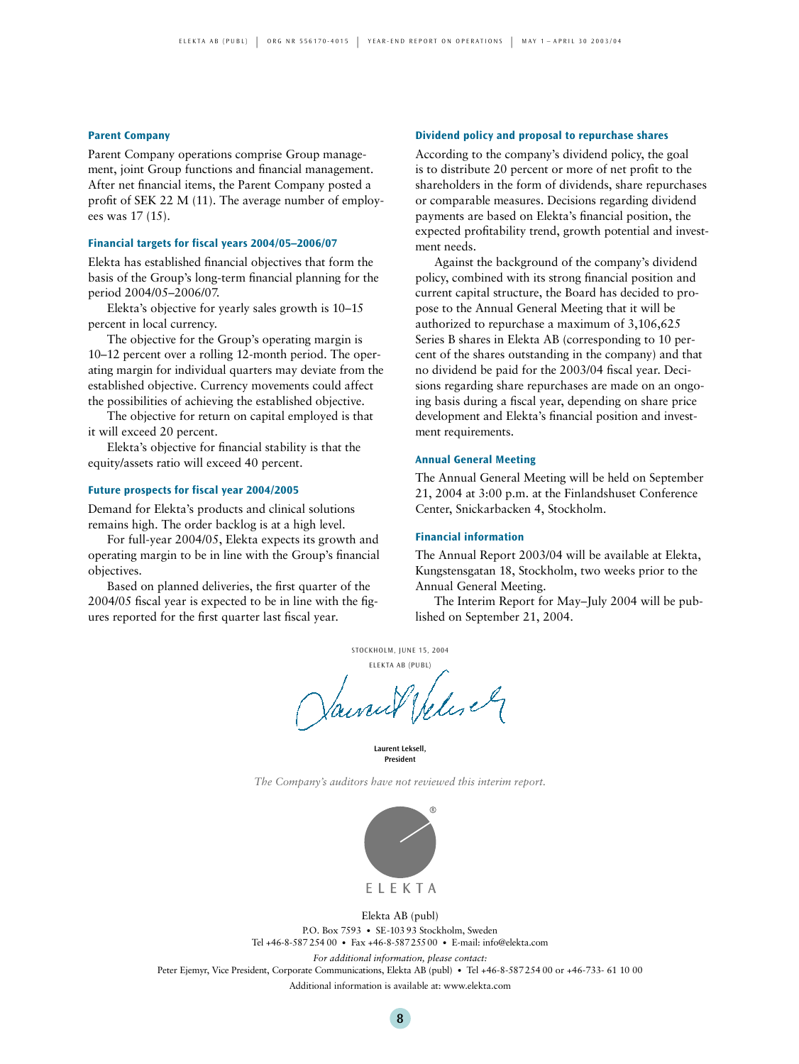### Parent Company

Parent Company operations comprise Group management, joint Group functions and financial management. After net financial items, the Parent Company posted a profit of SEK 22 M (11). The average number of employees was 17 (15).

### Financial targets for fiscal years 2004/05–2006/07

Elekta has established financial objectives that form the basis of the Group's long-term financial planning for the period 2004/05–2006/07.

Elekta's objective for yearly sales growth is 10–15 percent in local currency.

The objective for the Group's operating margin is 10–12 percent over a rolling 12-month period. The operating margin for individual quarters may deviate from the established objective. Currency movements could affect the possibilities of achieving the established objective.

The objective for return on capital employed is that it will exceed 20 percent.

Elekta's objective for financial stability is that the equity/assets ratio will exceed 40 percent.

### Future prospects for fiscal year 2004/2005

Demand for Elekta's products and clinical solutions remains high. The order backlog is at a high level.

For full-year 2004/05, Elekta expects its growth and operating margin to be in line with the Group's financial objectives.

Based on planned deliveries, the first quarter of the 2004/05 fiscal year is expected to be in line with the figures reported for the first quarter last fiscal year.

### Dividend policy and proposal to repurchase shares

According to the company's dividend policy, the goal is to distribute 20 percent or more of net profit to the shareholders in the form of dividends, share repurchases or comparable measures. Decisions regarding dividend payments are based on Elekta's financial position, the expected profitability trend, growth potential and investment needs.

Against the background of the company's dividend policy, combined with its strong financial position and current capital structure, the Board has decided to propose to the Annual General Meeting that it will be authorized to repurchase a maximum of 3,106,625 Series B shares in Elekta AB (corresponding to 10 percent of the shares outstanding in the company) and that no dividend be paid for the 2003/04 fiscal year. Decisions regarding share repurchases are made on an ongoing basis during a fiscal year, depending on share price development and Elekta's financial position and investment requirements.

### Annual General Meeting

The Annual General Meeting will be held on September 21, 2004 at 3:00 p.m. at the Finlandshuset Conference Center, Snickarbacken 4, Stockholm.

### Financial information

The Annual Report 2003/04 will be available at Elekta, Kungstensgatan 18, Stockholm, two weeks prior to the Annual General Meeting.

The Interim Report for May–July 2004 will be published on September 21, 2004.

STOCKHOLM, JUNE 15, 2004

ELEKTA AB (PUBL)

**Laurent Leksell,**
**President**

*The Company's auditors have not reviewed this interim report.*

ELEKTA

Elekta AB (publ)
P.O. Box 7593 • SE-103 93 Stockholm, Sweden
Tel +46-8-587 254 00 • Fax +46-8-587 255 00 • E-mail: info@elekta.com

*For additional information, please contact:*
Peter Ejemyr, Vice President, Corporate Communications, Elekta AB (publ) • Tel +46-8-587 254 00 or +46-733- 61 10 00

Additional information is available at: www.elekta.com